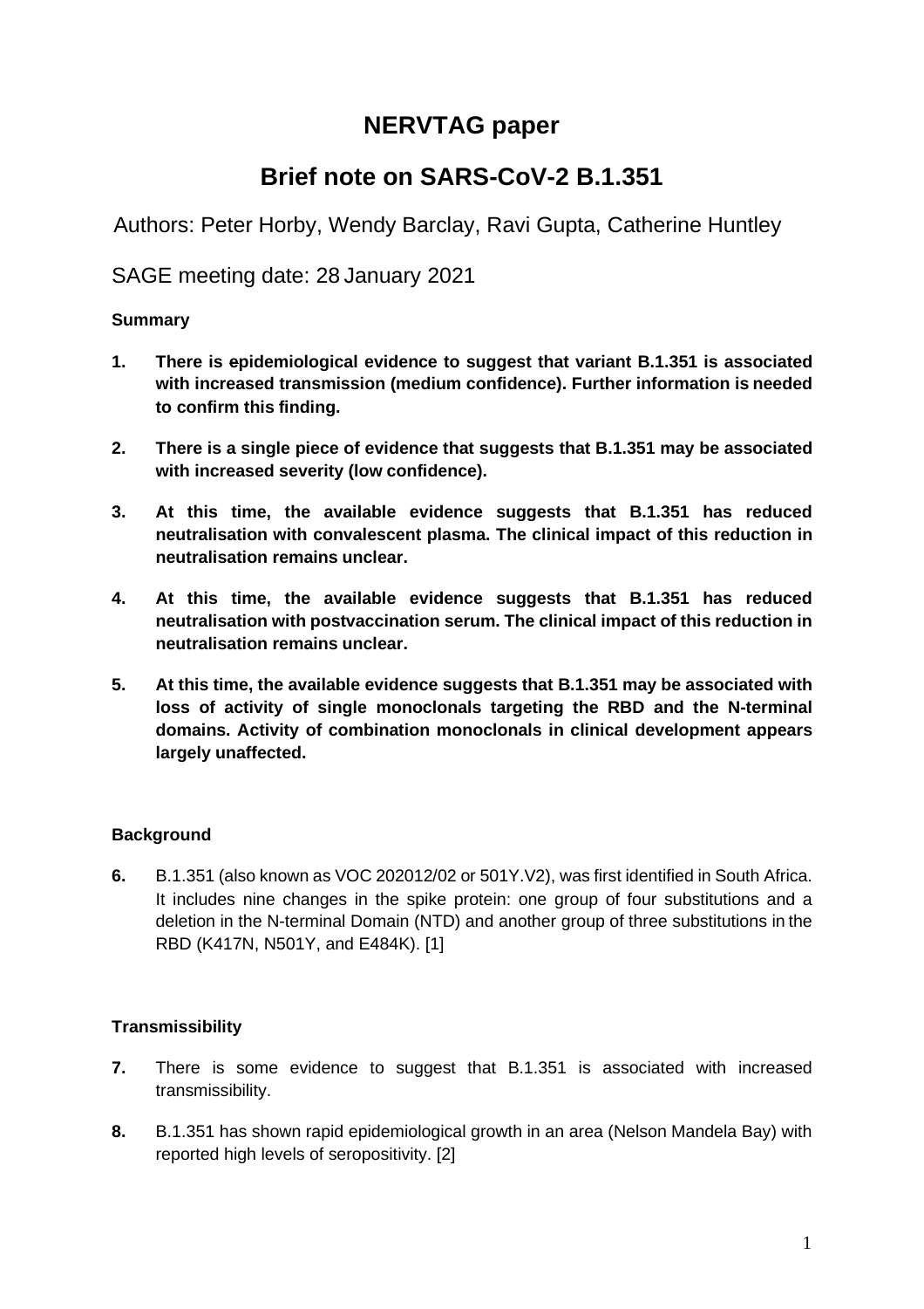# NERVTAG paper

## Brief note on SARS-CoV-2 B.1.351

Authors: Peter Horby, Wendy Barclay, Ravi Gupta, Catherine Huntley

SAGE meeting date: 28 January 2021

### Summary

1. **There is epidemiological evidence to suggest that variant B.1.351 is associated with increased transmission (medium confidence). Further information is needed to confirm this finding.**

2. **There is a single piece of evidence that suggests that B.1.351 may be associated with increased severity (low confidence).**

3. **At this time, the available evidence suggests that B.1.351 has reduced neutralisation with convalescent plasma. The clinical impact of this reduction in neutralisation remains unclear.**

4. **At this time, the available evidence suggests that B.1.351 has reduced neutralisation with postvaccination serum. The clinical impact of this reduction in neutralisation remains unclear.**

5. **At this time, the available evidence suggests that B.1.351 may be associated with loss of activity of single monoclonals targeting the RBD and the N-terminal domains. Activity of combination monoclonals in clinical development appears largely unaffected.**

### Background

6. B.1.351 (also known as VOC 202012/02 or 501Y.V2), was first identified in South Africa. It includes nine changes in the spike protein: one group of four substitutions and a deletion in the N-terminal Domain (NTD) and another group of three substitutions in the RBD (K417N, N501Y, and E484K). [1]

### Transmissibility

7. There is some evidence to suggest that B.1.351 is associated with increased transmissibility.

8. B.1.351 has shown rapid epidemiological growth in an area (Nelson Mandela Bay) with reported high levels of seropositivity. [2]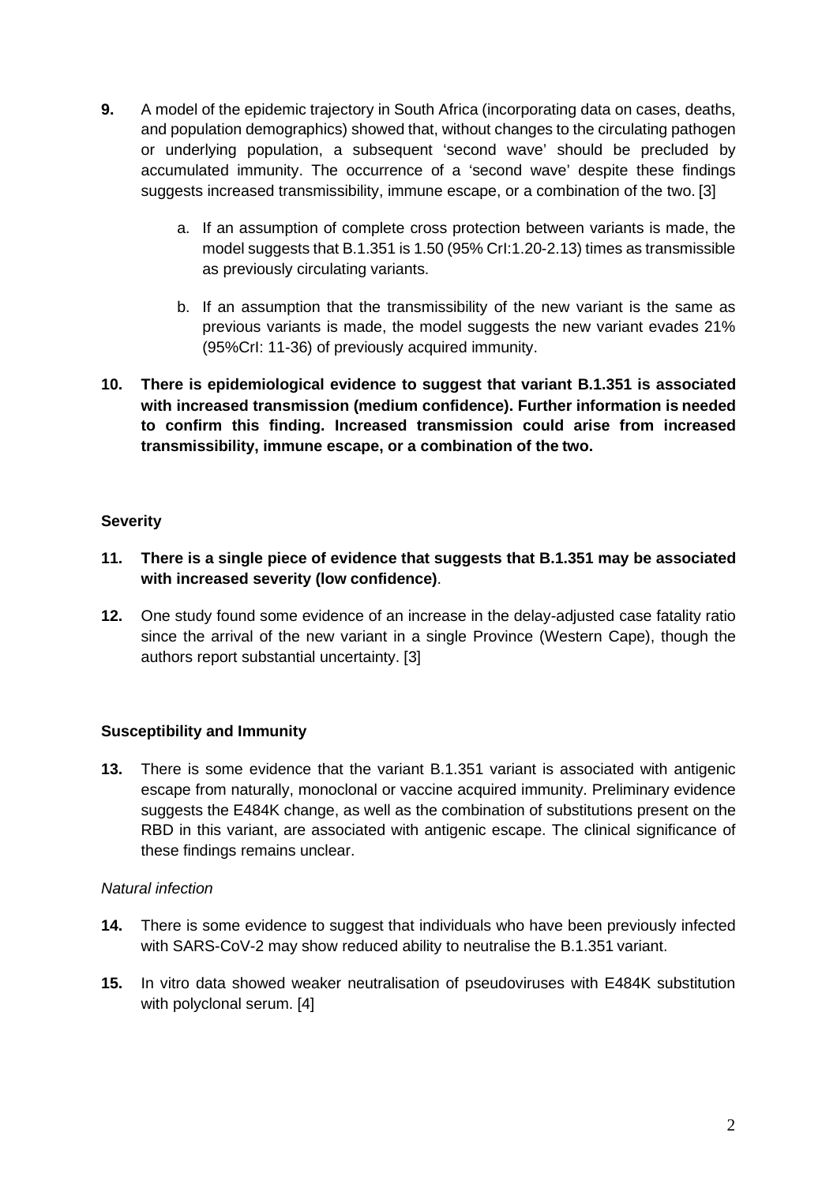**9.** A model of the epidemic trajectory in South Africa (incorporating data on cases, deaths, and population demographics) showed that, without changes to the circulating pathogen or underlying population, a subsequent 'second wave' should be precluded by accumulated immunity. The occurrence of a 'second wave' despite these findings suggests increased transmissibility, immune escape, or a combination of the two. [3]

   a. If an assumption of complete cross protection between variants is made, the model suggests that B.1.351 is 1.50 (95% CrI:1.20-2.13) times as transmissible as previously circulating variants.

   b. If an assumption that the transmissibility of the new variant is the same as previous variants is made, the model suggests the new variant evades 21% (95%CrI: 11-36) of previously acquired immunity.

**10. There is epidemiological evidence to suggest that variant B.1.351 is associated with increased transmission (medium confidence). Further information is needed to confirm this finding. Increased transmission could arise from increased transmissibility, immune escape, or a combination of the two.**

### Severity

**11. There is a single piece of evidence that suggests that B.1.351 may be associated with increased severity (low confidence)**.

**12.** One study found some evidence of an increase in the delay-adjusted case fatality ratio since the arrival of the new variant in a single Province (Western Cape), though the authors report substantial uncertainty. [3]

### Susceptibility and Immunity

**13.** There is some evidence that the variant B.1.351 variant is associated with antigenic escape from naturally, monoclonal or vaccine acquired immunity. Preliminary evidence suggests the E484K change, as well as the combination of substitutions present on the RBD in this variant, are associated with antigenic escape. The clinical significance of these findings remains unclear.

*Natural infection*

**14.** There is some evidence to suggest that individuals who have been previously infected with SARS-CoV-2 may show reduced ability to neutralise the B.1.351 variant.

**15.** In vitro data showed weaker neutralisation of pseudoviruses with E484K substitution with polyclonal serum. [4]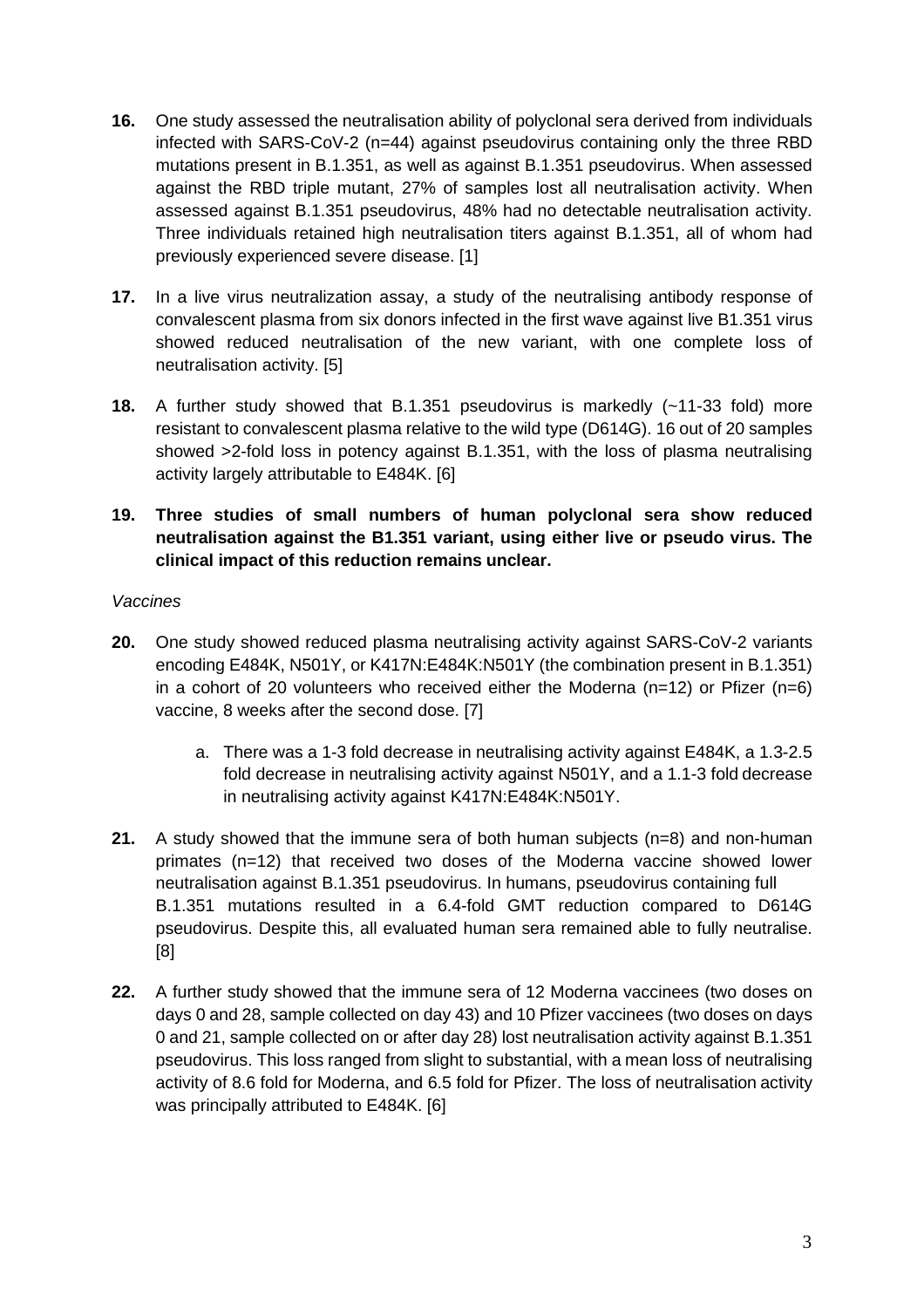16. One study assessed the neutralisation ability of polyclonal sera derived from individuals infected with SARS-CoV-2 (n=44) against pseudovirus containing only the three RBD mutations present in B.1.351, as well as against B.1.351 pseudovirus. When assessed against the RBD triple mutant, 27% of samples lost all neutralisation activity. When assessed against B.1.351 pseudovirus, 48% had no detectable neutralisation activity. Three individuals retained high neutralisation titers against B.1.351, all of whom had previously experienced severe disease. [1]

17. In a live virus neutralization assay, a study of the neutralising antibody response of convalescent plasma from six donors infected in the first wave against live B1.351 virus showed reduced neutralisation of the new variant, with one complete loss of neutralisation activity. [5]

18. A further study showed that B.1.351 pseudovirus is markedly (~11-33 fold) more resistant to convalescent plasma relative to the wild type (D614G). 16 out of 20 samples showed >2-fold loss in potency against B.1.351, with the loss of plasma neutralising activity largely attributable to E484K. [6]

19. **Three studies of small numbers of human polyclonal sera show reduced neutralisation against the B1.351 variant, using either live or pseudo virus. The clinical impact of this reduction remains unclear.**

*Vaccines*

20. One study showed reduced plasma neutralising activity against SARS-CoV-2 variants encoding E484K, N501Y, or K417N:E484K:N501Y (the combination present in B.1.351) in a cohort of 20 volunteers who received either the Moderna (n=12) or Pfizer (n=6) vaccine, 8 weeks after the second dose. [7]

    a. There was a 1-3 fold decrease in neutralising activity against E484K, a 1.3-2.5 fold decrease in neutralising activity against N501Y, and a 1.1-3 fold decrease in neutralising activity against K417N:E484K:N501Y.

21. A study showed that the immune sera of both human subjects (n=8) and non-human primates (n=12) that received two doses of the Moderna vaccine showed lower neutralisation against B.1.351 pseudovirus. In humans, pseudovirus containing full B.1.351 mutations resulted in a 6.4-fold GMT reduction compared to D614G pseudovirus. Despite this, all evaluated human sera remained able to fully neutralise. [8]

22. A further study showed that the immune sera of 12 Moderna vaccinees (two doses on days 0 and 28, sample collected on day 43) and 10 Pfizer vaccinees (two doses on days 0 and 21, sample collected on or after day 28) lost neutralisation activity against B.1.351 pseudovirus. This loss ranged from slight to substantial, with a mean loss of neutralising activity of 8.6 fold for Moderna, and 6.5 fold for Pfizer. The loss of neutralisation activity was principally attributed to E484K. [6]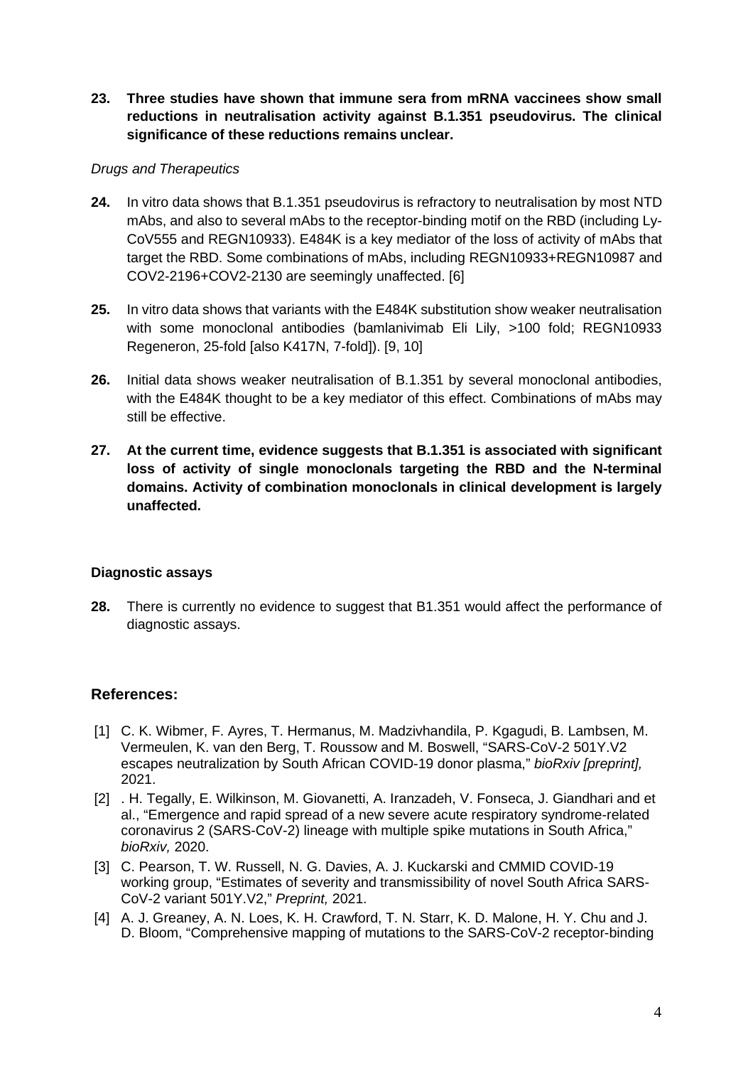**23. Three studies have shown that immune sera from mRNA vaccinees show small reductions in neutralisation activity against B.1.351 pseudovirus. The clinical significance of these reductions remains unclear.**

*Drugs and Therapeutics*

**24.** In vitro data shows that B.1.351 pseudovirus is refractory to neutralisation by most NTD mAbs, and also to several mAbs to the receptor-binding motif on the RBD (including Ly-CoV555 and REGN10933). E484K is a key mediator of the loss of activity of mAbs that target the RBD. Some combinations of mAbs, including REGN10933+REGN10987 and COV2-2196+COV2-2130 are seemingly unaffected. [6]

**25.** In vitro data shows that variants with the E484K substitution show weaker neutralisation with some monoclonal antibodies (bamlanivimab Eli Lily, >100 fold; REGN10933 Regeneron, 25-fold [also K417N, 7-fold]). [9, 10]

**26.** Initial data shows weaker neutralisation of B.1.351 by several monoclonal antibodies, with the E484K thought to be a key mediator of this effect. Combinations of mAbs may still be effective.

**27. At the current time, evidence suggests that B.1.351 is associated with significant loss of activity of single monoclonals targeting the RBD and the N-terminal domains. Activity of combination monoclonals in clinical development is largely unaffected.**

**Diagnostic assays**

**28.** There is currently no evidence to suggest that B1.351 would affect the performance of diagnostic assays.

## References:

[1] C. K. Wibmer, F. Ayres, T. Hermanus, M. Madzivhandila, P. Kgagudi, B. Lambsen, M. Vermeulen, K. van den Berg, T. Roussow and M. Boswell, "SARS-CoV-2 501Y.V2 escapes neutralization by South African COVID-19 donor plasma," *bioRxiv [preprint],* 2021.

[2] . H. Tegally, E. Wilkinson, M. Giovanetti, A. Iranzadeh, V. Fonseca, J. Giandhari and et al., "Emergence and rapid spread of a new severe acute respiratory syndrome-related coronavirus 2 (SARS-CoV-2) lineage with multiple spike mutations in South Africa," *bioRxiv,* 2020.

[3] C. Pearson, T. W. Russell, N. G. Davies, A. J. Kuckarski and CMMID COVID-19 working group, "Estimates of severity and transmissibility of novel South Africa SARS-CoV-2 variant 501Y.V2," *Preprint,* 2021.

[4] A. J. Greaney, A. N. Loes, K. H. Crawford, T. N. Starr, K. D. Malone, H. Y. Chu and J. D. Bloom, "Comprehensive mapping of mutations to the SARS-CoV-2 receptor-binding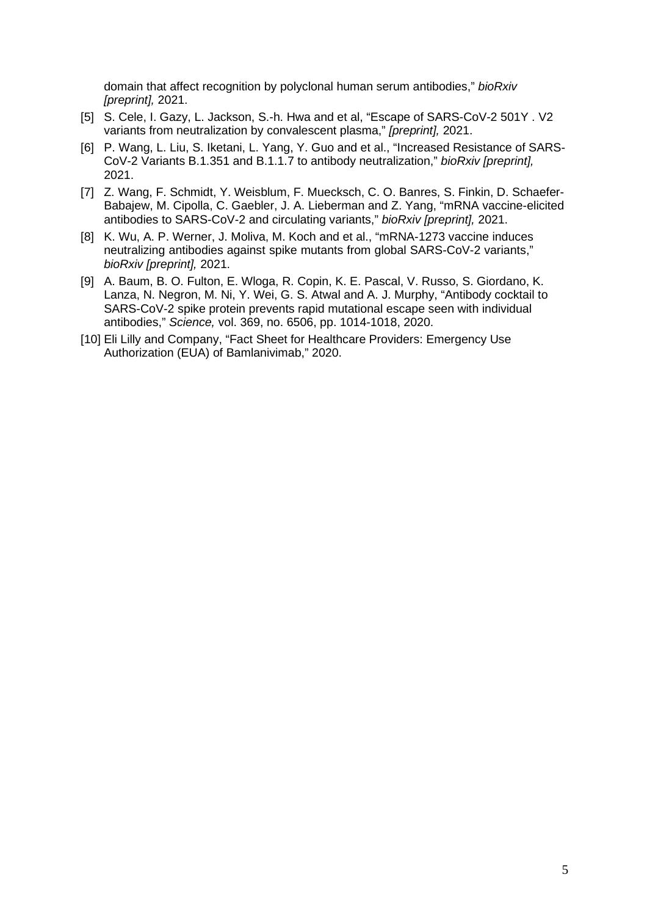domain that affect recognition by polyclonal human serum antibodies," *bioRxiv [preprint],* 2021.

[5] S. Cele, I. Gazy, L. Jackson, S.-h. Hwa and et al, "Escape of SARS-CoV-2 501Y . V2 variants from neutralization by convalescent plasma," *[preprint],* 2021.

[6] P. Wang, L. Liu, S. Iketani, L. Yang, Y. Guo and et al., "Increased Resistance of SARS-CoV-2 Variants B.1.351 and B.1.1.7 to antibody neutralization," *bioRxiv [preprint],* 2021.

[7] Z. Wang, F. Schmidt, Y. Weisblum, F. Muecksch, C. O. Banres, S. Finkin, D. Schaefer-Babajew, M. Cipolla, C. Gaebler, J. A. Lieberman and Z. Yang, "mRNA vaccine-elicited antibodies to SARS-CoV-2 and circulating variants," *bioRxiv [preprint],* 2021.

[8] K. Wu, A. P. Werner, J. Moliva, M. Koch and et al., "mRNA-1273 vaccine induces neutralizing antibodies against spike mutants from global SARS-CoV-2 variants," *bioRxiv [preprint],* 2021.

[9] A. Baum, B. O. Fulton, E. Wloga, R. Copin, K. E. Pascal, V. Russo, S. Giordano, K. Lanza, N. Negron, M. Ni, Y. Wei, G. S. Atwal and A. J. Murphy, "Antibody cocktail to SARS-CoV-2 spike protein prevents rapid mutational escape seen with individual antibodies," *Science,* vol. 369, no. 6506, pp. 1014-1018, 2020.

[10] Eli Lilly and Company, "Fact Sheet for Healthcare Providers: Emergency Use Authorization (EUA) of Bamlanivimab," 2020.